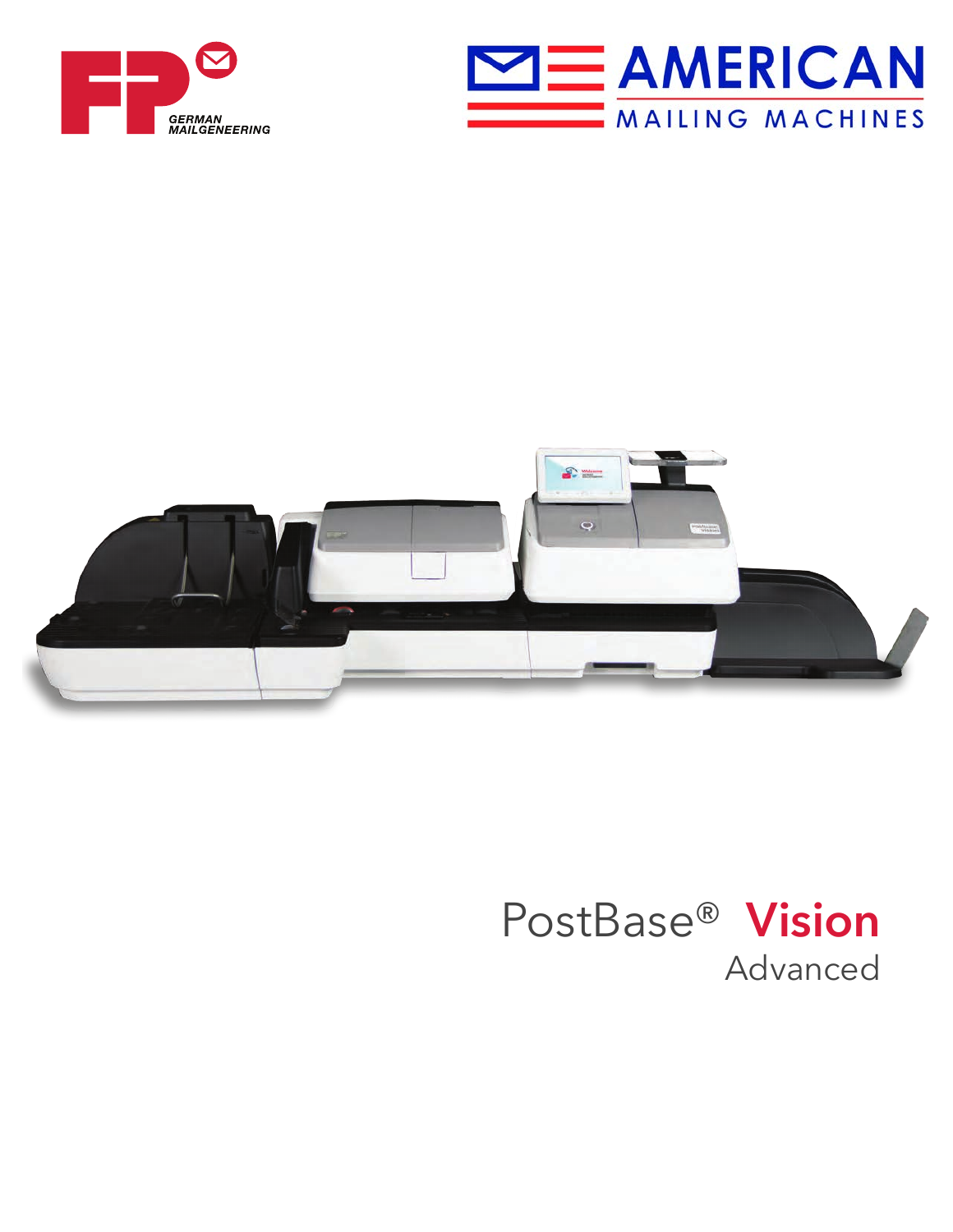FP GERMAN MAILGENEERING

AMERICAN MAILING MACHINES

# PostBase® Vision

## Advanced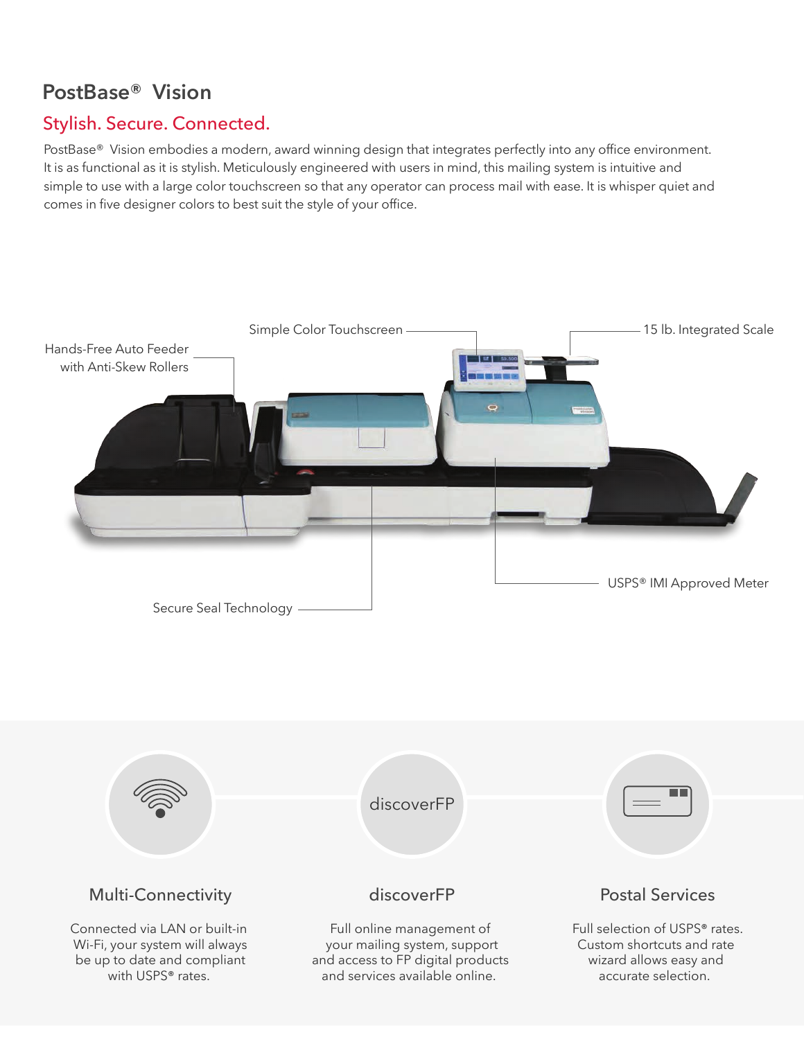# PostBase® Vision

## Stylish. Secure. Connected.

PostBase® Vision embodies a modern, award winning design that integrates perfectly into any office environment. It is as functional as it is stylish. Meticulously engineered with users in mind, this mailing system is intuitive and simple to use with a large color touchscreen so that any operator can process mail with ease. It is whisper quiet and comes in five designer colors to best suit the style of your office.

- Hands-Free Auto Feeder with Anti-Skew Rollers
- Simple Color Touchscreen
- 15 lb. Integrated Scale
- Secure Seal Technology
- USPS® IMI Approved Meter

### Multi-Connectivity

Connected via LAN or built-in Wi-Fi, your system will always be up to date and compliant with USPS® rates.

### discoverFP

Full online management of your mailing system, support and access to FP digital products and services available online.

### Postal Services

Full selection of USPS® rates. Custom shortcuts and rate wizard allows easy and accurate selection.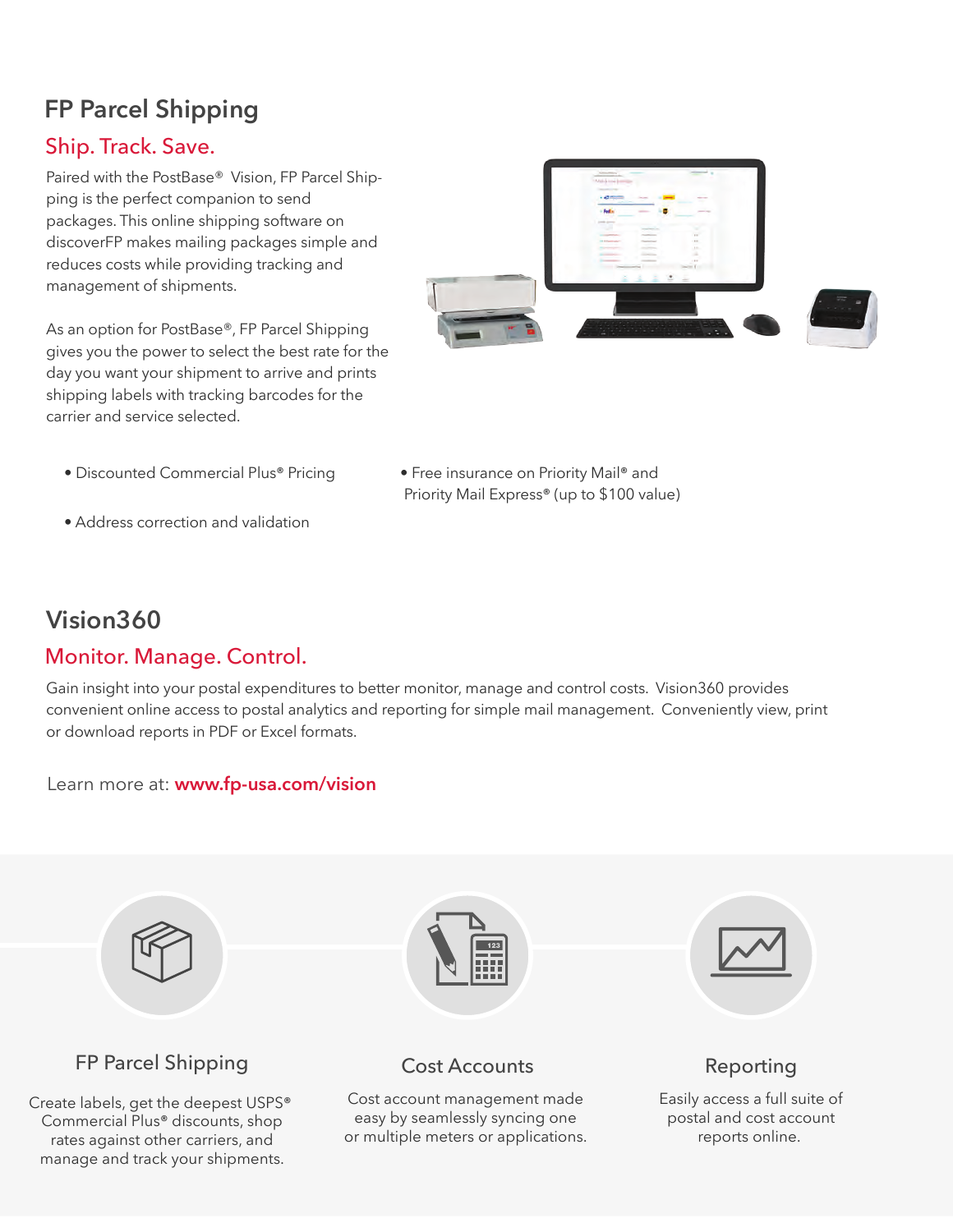## FP Parcel Shipping

### Ship. Track. Save.

Paired with the PostBase® Vision, FP Parcel Shipping is the perfect companion to send packages. This online shipping software on discoverFP makes mailing packages simple and reduces costs while providing tracking and management of shipments.

As an option for PostBase®, FP Parcel Shipping gives you the power to select the best rate for the day you want your shipment to arrive and prints shipping labels with tracking barcodes for the carrier and service selected.

- Discounted Commercial Plus® Pricing
- Address correction and validation
- Free insurance on Priority Mail® and Priority Mail Express® (up to $100 value)

## Vision360

### Monitor. Manage. Control.

Gain insight into your postal expenditures to better monitor, manage and control costs. Vision360 provides convenient online access to postal analytics and reporting for simple mail management. Conveniently view, print or download reports in PDF or Excel formats.

Learn more at: **www.fp-usa.com/vision**

#### FP Parcel Shipping

Create labels, get the deepest USPS® Commercial Plus® discounts, shop rates against other carriers, and manage and track your shipments.

#### Cost Accounts

Cost account management made easy by seamlessly syncing one or multiple meters or applications.

#### Reporting

Easily access a full suite of postal and cost account reports online.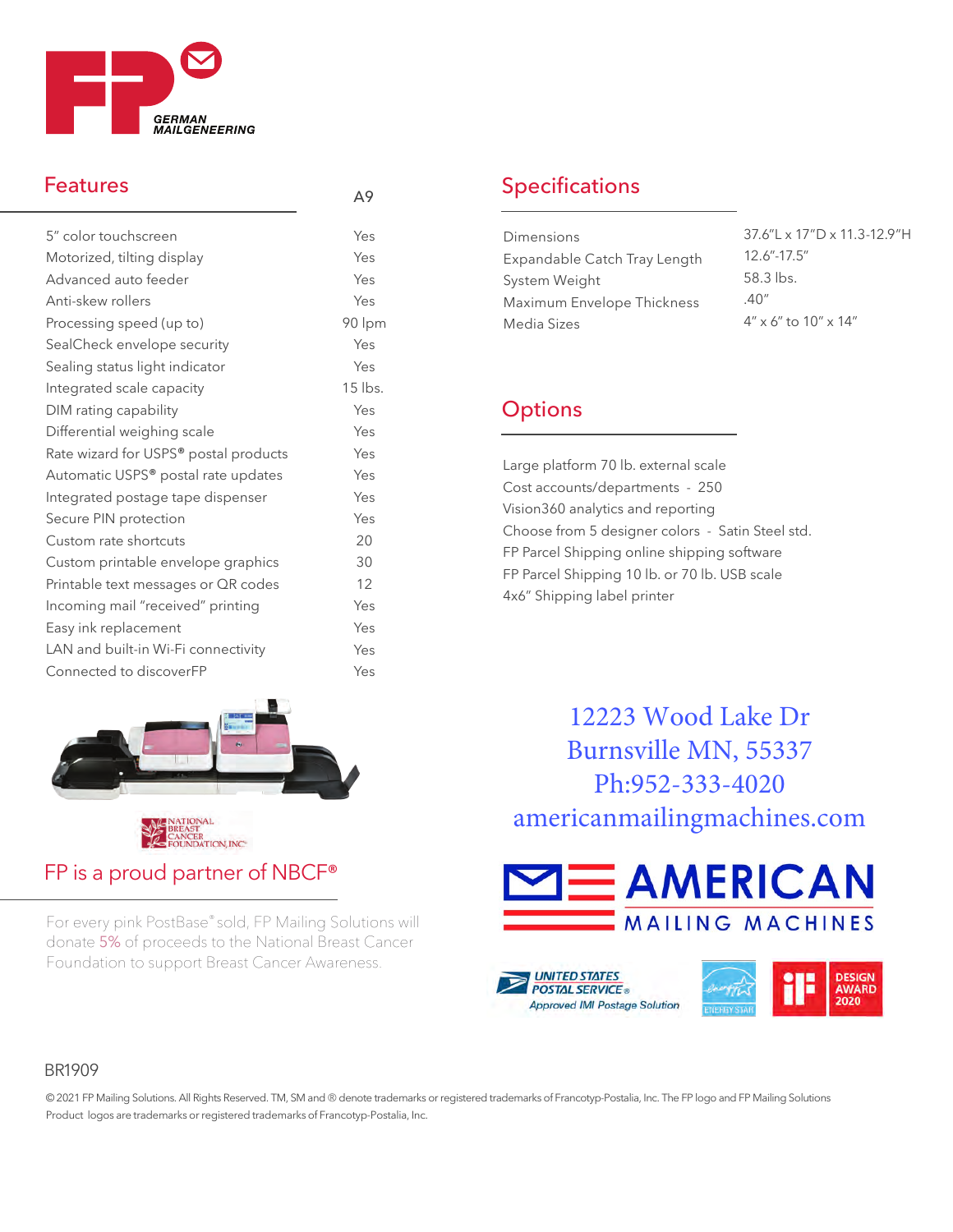FP GERMAN MAILGENEERING

## Features

| Features | A9 |
|---|---|
| 5" color touchscreen | Yes |
| Motorized, tilting display | Yes |
| Advanced auto feeder | Yes |
| Anti-skew rollers | Yes |
| Processing speed (up to) | 90 lpm |
| SealCheck envelope security | Yes |
| Sealing status light indicator | Yes |
| Integrated scale capacity | 15 lbs. |
| DIM rating capability | Yes |
| Differential weighing scale | Yes |
| Rate wizard for USPS® postal products | Yes |
| Automatic USPS® postal rate updates | Yes |
| Integrated postage tape dispenser | Yes |
| Secure PIN protection | Yes |
| Custom rate shortcuts | 20 |
| Custom printable envelope graphics | 30 |
| Printable text messages or QR codes | 12 |
| Incoming mail "received" printing | Yes |
| Easy ink replacement | Yes |
| LAN and built-in Wi-Fi connectivity | Yes |
| Connected to discoverFP | Yes |

NATIONAL BREAST CANCER FOUNDATION, INC.

## FP is a proud partner of NBCF®

For every pink PostBase® sold, FP Mailing Solutions will donate 5% of proceeds to the National Breast Cancer Foundation to support Breast Cancer Awareness.

## Specifications

| | |
|---|---|
| Dimensions | 37.6"L x 17"D x 11.3-12.9"H |
| Expandable Catch Tray Length | 12.6"-17.5" |
| System Weight | 58.3 lbs. |
| Maximum Envelope Thickness | .40" |
| Media Sizes | 4" x 6" to 10" x 14" |

## Options

Large platform 70 lb. external scale
Cost accounts/departments - 250
Vision360 analytics and reporting
Choose from 5 designer colors - Satin Steel std.
FP Parcel Shipping online shipping software
FP Parcel Shipping 10 lb. or 70 lb. USB scale
4x6" Shipping label printer

12223 Wood Lake Dr
Burnsville MN, 55337
Ph:952-333-4020
americanmailingmachines.com

AMERICAN MAILING MACHINES

UNITED STATES POSTAL SERVICE® Approved IMI Postage Solution

ENERGY STAR

iF DESIGN AWARD 2020

BR1909

© 2021 FP Mailing Solutions. All Rights Reserved. TM, SM and ® denote trademarks or registered trademarks of Francotyp-Postalia, Inc. The FP logo and FP Mailing Solutions Product logos are trademarks or registered trademarks of Francotyp-Postalia, Inc.